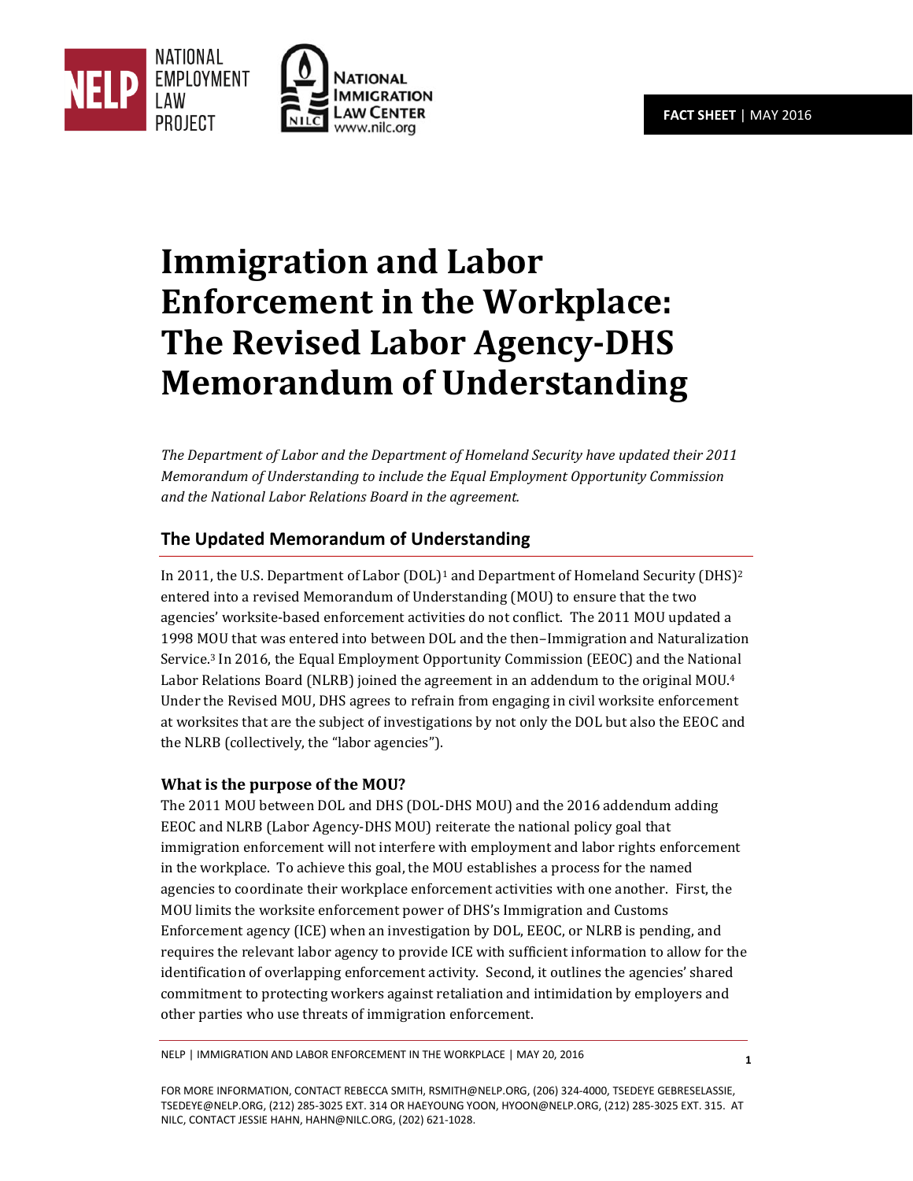NATIONAL EMPLOYMENT LAW PROJECT

NATIONAL IMMIGRATION LAW CENTER www.nilc.org

**FACT SHEET** | MAY 2016

# Immigration and Labor Enforcement in the Workplace: The Revised Labor Agency-DHS Memorandum of Understanding

*The Department of Labor and the Department of Homeland Security have updated their 2011 Memorandum of Understanding to include the Equal Employment Opportunity Commission and the National Labor Relations Board in the agreement.*

## The Updated Memorandum of Understanding

In 2011, the U.S. Department of Labor (DOL)[1] and Department of Homeland Security (DHS)[2] entered into a revised Memorandum of Understanding (MOU) to ensure that the two agencies' worksite-based enforcement activities do not conflict. The 2011 MOU updated a 1998 MOU that was entered into between DOL and the then–Immigration and Naturalization Service.[3] In 2016, the Equal Employment Opportunity Commission (EEOC) and the National Labor Relations Board (NLRB) joined the agreement in an addendum to the original MOU.[4] Under the Revised MOU, DHS agrees to refrain from engaging in civil worksite enforcement at worksites that are the subject of investigations by not only the DOL but also the EEOC and the NLRB (collectively, the "labor agencies").

### What is the purpose of the MOU?

The 2011 MOU between DOL and DHS (DOL-DHS MOU) and the 2016 addendum adding EEOC and NLRB (Labor Agency-DHS MOU) reiterate the national policy goal that immigration enforcement will not interfere with employment and labor rights enforcement in the workplace. To achieve this goal, the MOU establishes a process for the named agencies to coordinate their workplace enforcement activities with one another. First, the MOU limits the worksite enforcement power of DHS's Immigration and Customs Enforcement agency (ICE) when an investigation by DOL, EEOC, or NLRB is pending, and requires the relevant labor agency to provide ICE with sufficient information to allow for the identification of overlapping enforcement activity. Second, it outlines the agencies' shared commitment to protecting workers against retaliation and intimidation by employers and other parties who use threats of immigration enforcement.

FOR MORE INFORMATION, CONTACT REBECCA SMITH, RSMITH@NELP.ORG, (206) 324-4000, TSEDEYE GEBRESELASSIE, TSEDEYE@NELP.ORG, (212) 285-3025 EXT. 314 OR HAEYOUNG YOON, HYOON@NELP.ORG, (212) 285-3025 EXT. 315. AT NILC, CONTACT JESSIE HAHN, HAHN@NILC.ORG, (202) 621-1028.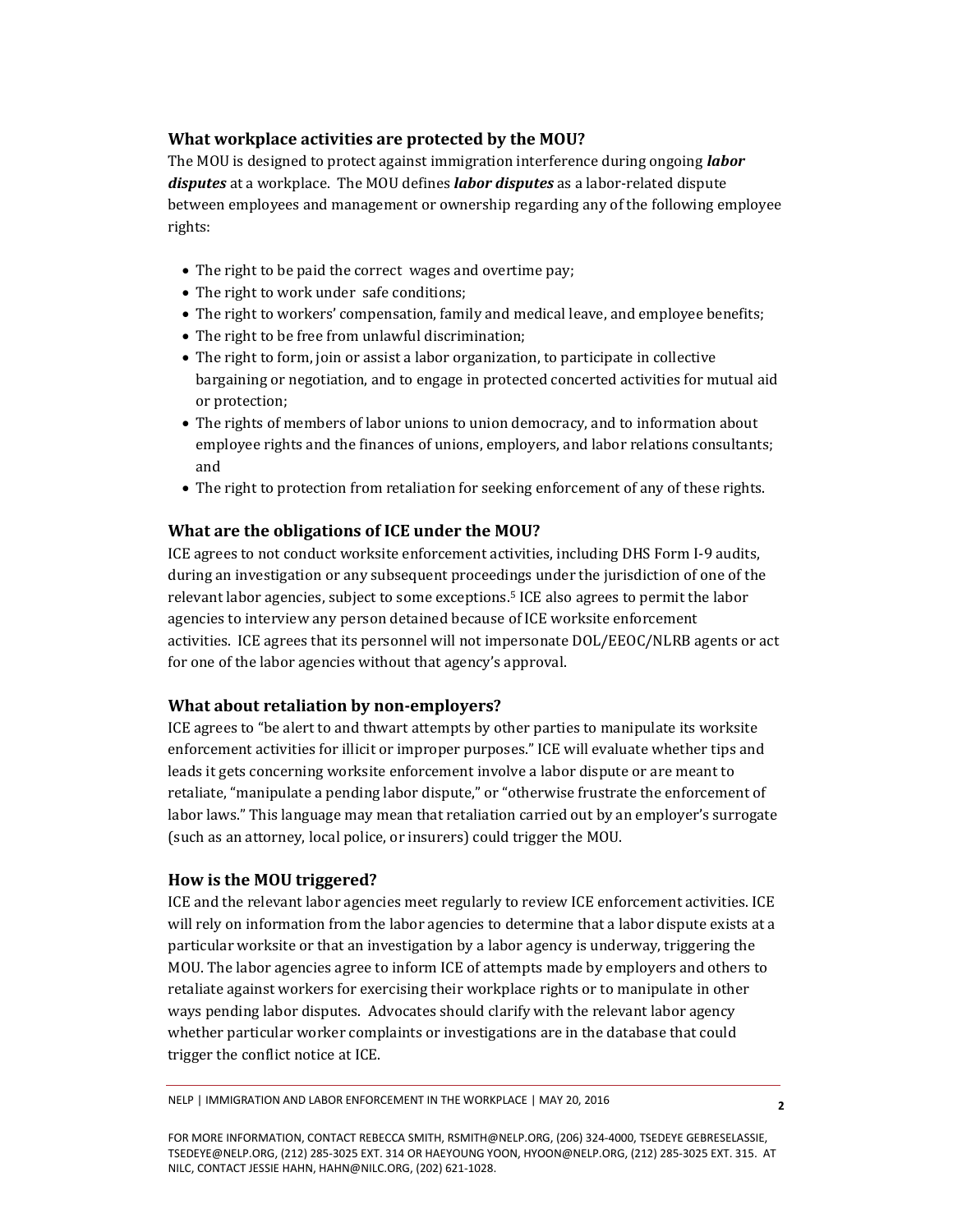### What workplace activities are protected by the MOU?

The MOU is designed to protect against immigration interference during ongoing ***labor disputes*** at a workplace. The MOU defines ***labor disputes*** as a labor-related dispute between employees and management or ownership regarding any of the following employee rights:

- The right to be paid the correct wages and overtime pay;
- The right to work under safe conditions;
- The right to workers' compensation, family and medical leave, and employee benefits;
- The right to be free from unlawful discrimination;
- The right to form, join or assist a labor organization, to participate in collective bargaining or negotiation, and to engage in protected concerted activities for mutual aid or protection;
- The rights of members of labor unions to union democracy, and to information about employee rights and the finances of unions, employers, and labor relations consultants; and
- The right to protection from retaliation for seeking enforcement of any of these rights.

### What are the obligations of ICE under the MOU?

ICE agrees to not conduct worksite enforcement activities, including DHS Form I-9 audits, during an investigation or any subsequent proceedings under the jurisdiction of one of the relevant labor agencies, subject to some exceptions.[5] ICE also agrees to permit the labor agencies to interview any person detained because of ICE worksite enforcement activities. ICE agrees that its personnel will not impersonate DOL/EEOC/NLRB agents or act for one of the labor agencies without that agency's approval.

### What about retaliation by non-employers?

ICE agrees to "be alert to and thwart attempts by other parties to manipulate its worksite enforcement activities for illicit or improper purposes." ICE will evaluate whether tips and leads it gets concerning worksite enforcement involve a labor dispute or are meant to retaliate, "manipulate a pending labor dispute," or "otherwise frustrate the enforcement of labor laws." This language may mean that retaliation carried out by an employer's surrogate (such as an attorney, local police, or insurers) could trigger the MOU.

### How is the MOU triggered?

ICE and the relevant labor agencies meet regularly to review ICE enforcement activities. ICE will rely on information from the labor agencies to determine that a labor dispute exists at a particular worksite or that an investigation by a labor agency is underway, triggering the MOU. The labor agencies agree to inform ICE of attempts made by employers and others to retaliate against workers for exercising their workplace rights or to manipulate in other ways pending labor disputes. Advocates should clarify with the relevant labor agency whether particular worker complaints or investigations are in the database that could trigger the conflict notice at ICE.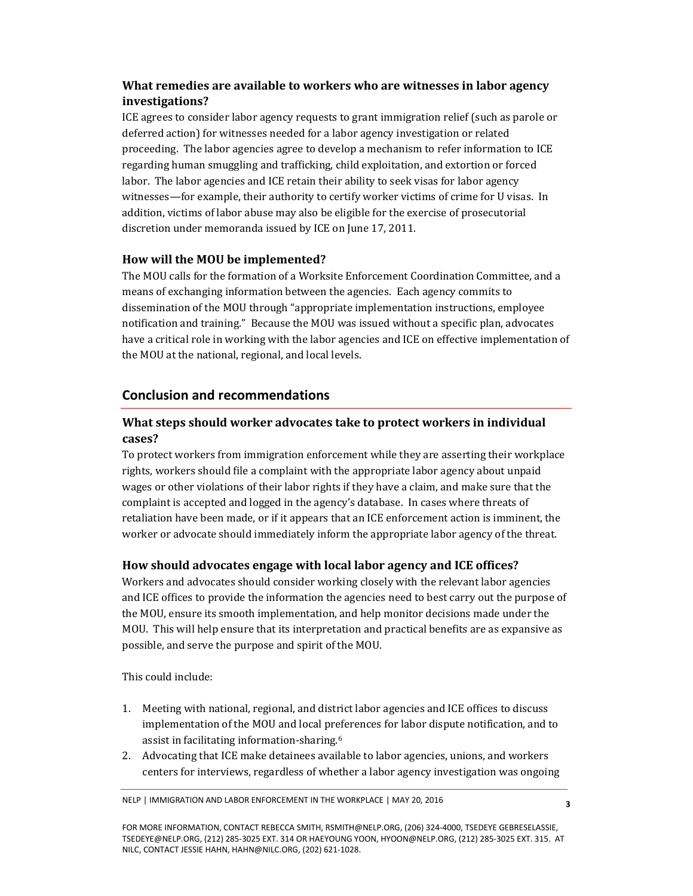### What remedies are available to workers who are witnesses in labor agency investigations?

ICE agrees to consider labor agency requests to grant immigration relief (such as parole or deferred action) for witnesses needed for a labor agency investigation or related proceeding. The labor agencies agree to develop a mechanism to refer information to ICE regarding human smuggling and trafficking, child exploitation, and extortion or forced labor. The labor agencies and ICE retain their ability to seek visas for labor agency witnesses—for example, their authority to certify worker victims of crime for U visas. In addition, victims of labor abuse may also be eligible for the exercise of prosecutorial discretion under memoranda issued by ICE on June 17, 2011.

### How will the MOU be implemented?

The MOU calls for the formation of a Worksite Enforcement Coordination Committee, and a means of exchanging information between the agencies. Each agency commits to dissemination of the MOU through "appropriate implementation instructions, employee notification and training." Because the MOU was issued without a specific plan, advocates have a critical role in working with the labor agencies and ICE on effective implementation of the MOU at the national, regional, and local levels.

## Conclusion and recommendations

### What steps should worker advocates take to protect workers in individual cases?

To protect workers from immigration enforcement while they are asserting their workplace rights, workers should file a complaint with the appropriate labor agency about unpaid wages or other violations of their labor rights if they have a claim, and make sure that the complaint is accepted and logged in the agency's database. In cases where threats of retaliation have been made, or if it appears that an ICE enforcement action is imminent, the worker or advocate should immediately inform the appropriate labor agency of the threat.

### How should advocates engage with local labor agency and ICE offices?

Workers and advocates should consider working closely with the relevant labor agencies and ICE offices to provide the information the agencies need to best carry out the purpose of the MOU, ensure its smooth implementation, and help monitor decisions made under the MOU. This will help ensure that its interpretation and practical benefits are as expansive as possible, and serve the purpose and spirit of the MOU.

This could include:

1. Meeting with national, regional, and district labor agencies and ICE offices to discuss implementation of the MOU and local preferences for labor dispute notification, and to assist in facilitating information-sharing.[6]
2. Advocating that ICE make detainees available to labor agencies, unions, and workers centers for interviews, regardless of whether a labor agency investigation was ongoing

FOR MORE INFORMATION, CONTACT REBECCA SMITH, RSMITH@NELP.ORG, (206) 324-4000, TSEDEYE GEBRESELASSIE, TSEDEYE@NELP.ORG, (212) 285-3025 EXT. 314 OR HAEYOUNG YOON, HYOON@NELP.ORG, (212) 285-3025 EXT. 315. AT NILC, CONTACT JESSIE HAHN, HAHN@NILC.ORG, (202) 621-1028.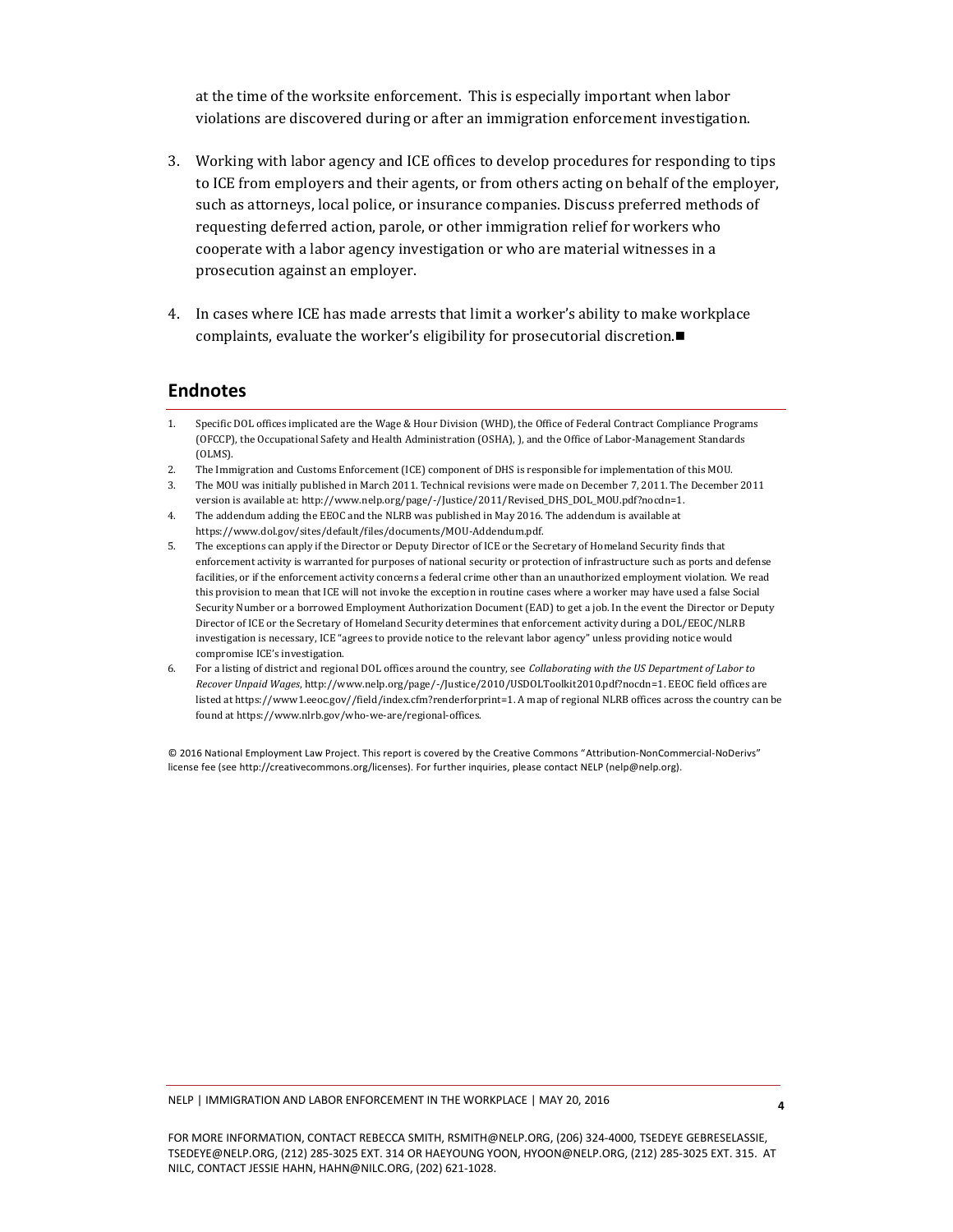at the time of the worksite enforcement. This is especially important when labor violations are discovered during or after an immigration enforcement investigation.

3. Working with labor agency and ICE offices to develop procedures for responding to tips to ICE from employers and their agents, or from others acting on behalf of the employer, such as attorneys, local police, or insurance companies. Discuss preferred methods of requesting deferred action, parole, or other immigration relief for workers who cooperate with a labor agency investigation or who are material witnesses in a prosecution against an employer.

4. In cases where ICE has made arrests that limit a worker's ability to make workplace complaints, evaluate the worker's eligibility for prosecutorial discretion.■

## Endnotes

1. Specific DOL offices implicated are the Wage & Hour Division (WHD), the Office of Federal Contract Compliance Programs (OFCCP), the Occupational Safety and Health Administration (OSHA), ), and the Office of Labor-Management Standards (OLMS).
2. The Immigration and Customs Enforcement (ICE) component of DHS is responsible for implementation of this MOU.
3. The MOU was initially published in March 2011. Technical revisions were made on December 7, 2011. The December 2011 version is available at: http://www.nelp.org/page/-/Justice/2011/Revised_DHS_DOL_MOU.pdf?nocdn=1.
4. The addendum adding the EEOC and the NLRB was published in May 2016. The addendum is available at https://www.dol.gov/sites/default/files/documents/MOU-Addendum.pdf.
5. The exceptions can apply if the Director or Deputy Director of ICE or the Secretary of Homeland Security finds that enforcement activity is warranted for purposes of national security or protection of infrastructure such as ports and defense facilities, or if the enforcement activity concerns a federal crime other than an unauthorized employment violation. We read this provision to mean that ICE will not invoke the exception in routine cases where a worker may have used a false Social Security Number or a borrowed Employment Authorization Document (EAD) to get a job. In the event the Director or Deputy Director of ICE or the Secretary of Homeland Security determines that enforcement activity during a DOL/EEOC/NLRB investigation is necessary, ICE "agrees to provide notice to the relevant labor agency" unless providing notice would compromise ICE's investigation.
6. For a listing of district and regional DOL offices around the country, see *Collaborating with the US Department of Labor to Recover Unpaid Wages*, http://www.nelp.org/page/-/Justice/2010/USDOLToolkit2010.pdf?nocdn=1. EEOC field offices are listed at https://www1.eeoc.gov//field/index.cfm?renderforprint=1. A map of regional NLRB offices across the country can be found at https://www.nlrb.gov/who-we-are/regional-offices.

© 2016 National Employment Law Project. This report is covered by the Creative Commons "Attribution-NonCommercial-NoDerivs" license fee (see http://creativecommons.org/licenses). For further inquiries, please contact NELP (nelp@nelp.org).

FOR MORE INFORMATION, CONTACT REBECCA SMITH, RSMITH@NELP.ORG, (206) 324-4000, TSEDEYE GEBRESELASSIE, TSEDEYE@NELP.ORG, (212) 285-3025 EXT. 314 OR HAEYOUNG YOON, HYOON@NELP.ORG, (212) 285-3025 EXT. 315. AT NILC, CONTACT JESSIE HAHN, HAHN@NILC.ORG, (202) 621-1028.